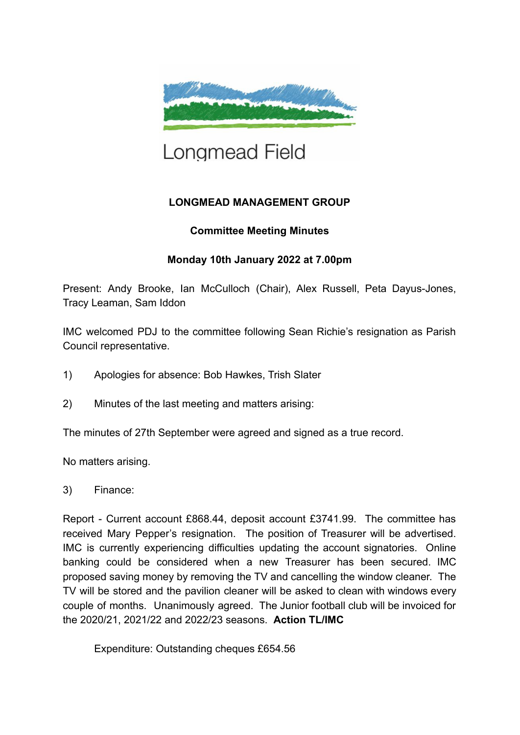Longmead Field

# LONGMEAD MANAGEMENT GROUP

## Committee Meeting Minutes

### Monday 10th January 2022 at 7.00pm

Present: Andy Brooke, Ian McCulloch (Chair), Alex Russell, Peta Dayus-Jones, Tracy Leaman, Sam Iddon

IMC welcomed PDJ to the committee following Sean Richie's resignation as Parish Council representative.

1) Apologies for absence: Bob Hawkes, Trish Slater

2) Minutes of the last meeting and matters arising:

The minutes of 27th September were agreed and signed as a true record.

No matters arising.

3) Finance:

Report - Current account £868.44, deposit account £3741.99. The committee has received Mary Pepper's resignation. The position of Treasurer will be advertised. IMC is currently experiencing difficulties updating the account signatories. Online banking could be considered when a new Treasurer has been secured. IMC proposed saving money by removing the TV and cancelling the window cleaner. The TV will be stored and the pavilion cleaner will be asked to clean with windows every couple of months. Unanimously agreed. The Junior football club will be invoiced for the 2020/21, 2021/22 and 2022/23 seasons. **Action TL/IMC**

Expenditure: Outstanding cheques £654.56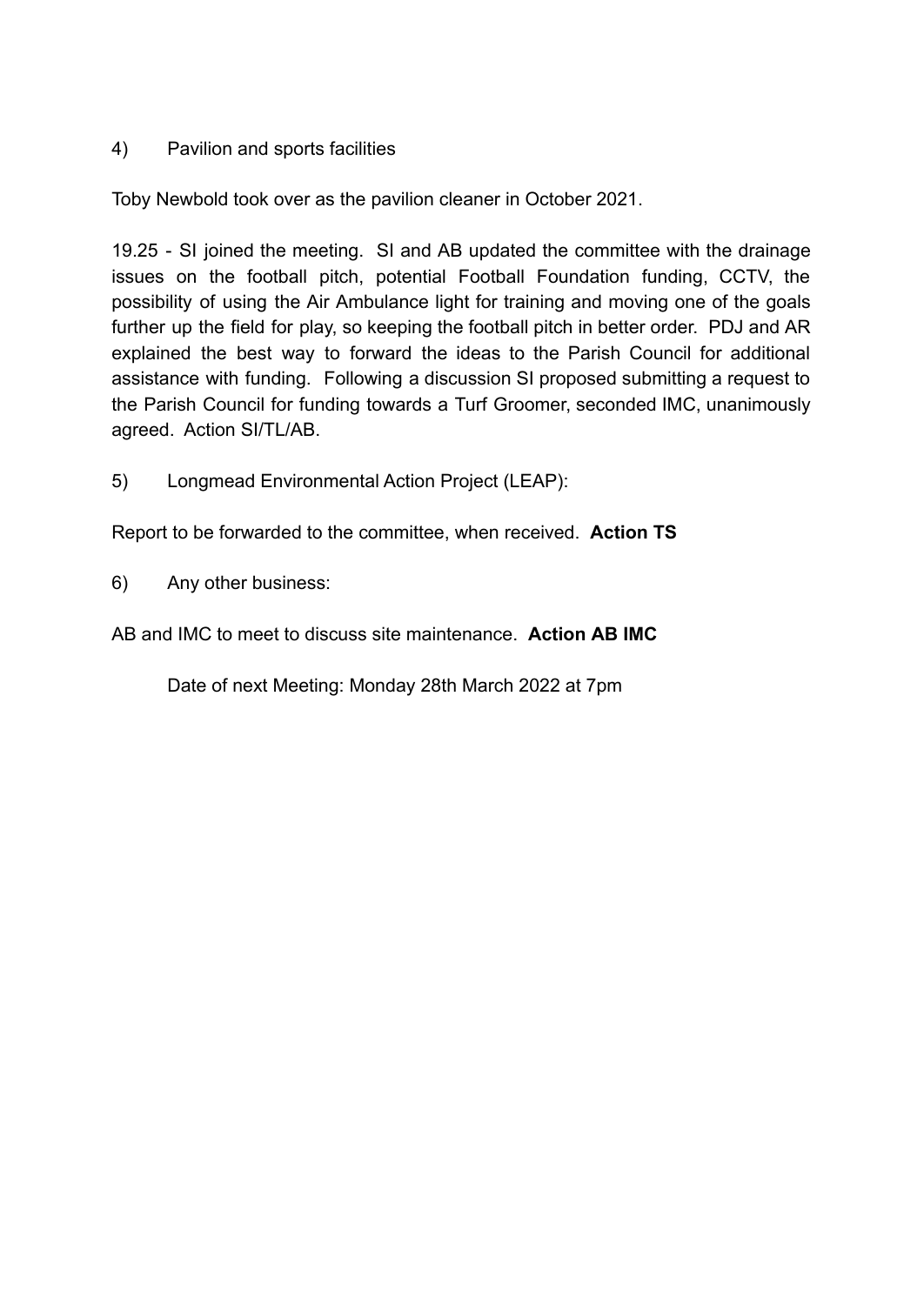4) Pavilion and sports facilities

Toby Newbold took over as the pavilion cleaner in October 2021.

19.25 - SI joined the meeting. SI and AB updated the committee with the drainage issues on the football pitch, potential Football Foundation funding, CCTV, the possibility of using the Air Ambulance light for training and moving one of the goals further up the field for play, so keeping the football pitch in better order. PDJ and AR explained the best way to forward the ideas to the Parish Council for additional assistance with funding. Following a discussion SI proposed submitting a request to the Parish Council for funding towards a Turf Groomer, seconded IMC, unanimously agreed. Action SI/TL/AB.

5) Longmead Environmental Action Project (LEAP):

Report to be forwarded to the committee, when received. **Action TS**

6) Any other business:

AB and IMC to meet to discuss site maintenance. **Action AB IMC**

Date of next Meeting: Monday 28th March 2022 at 7pm